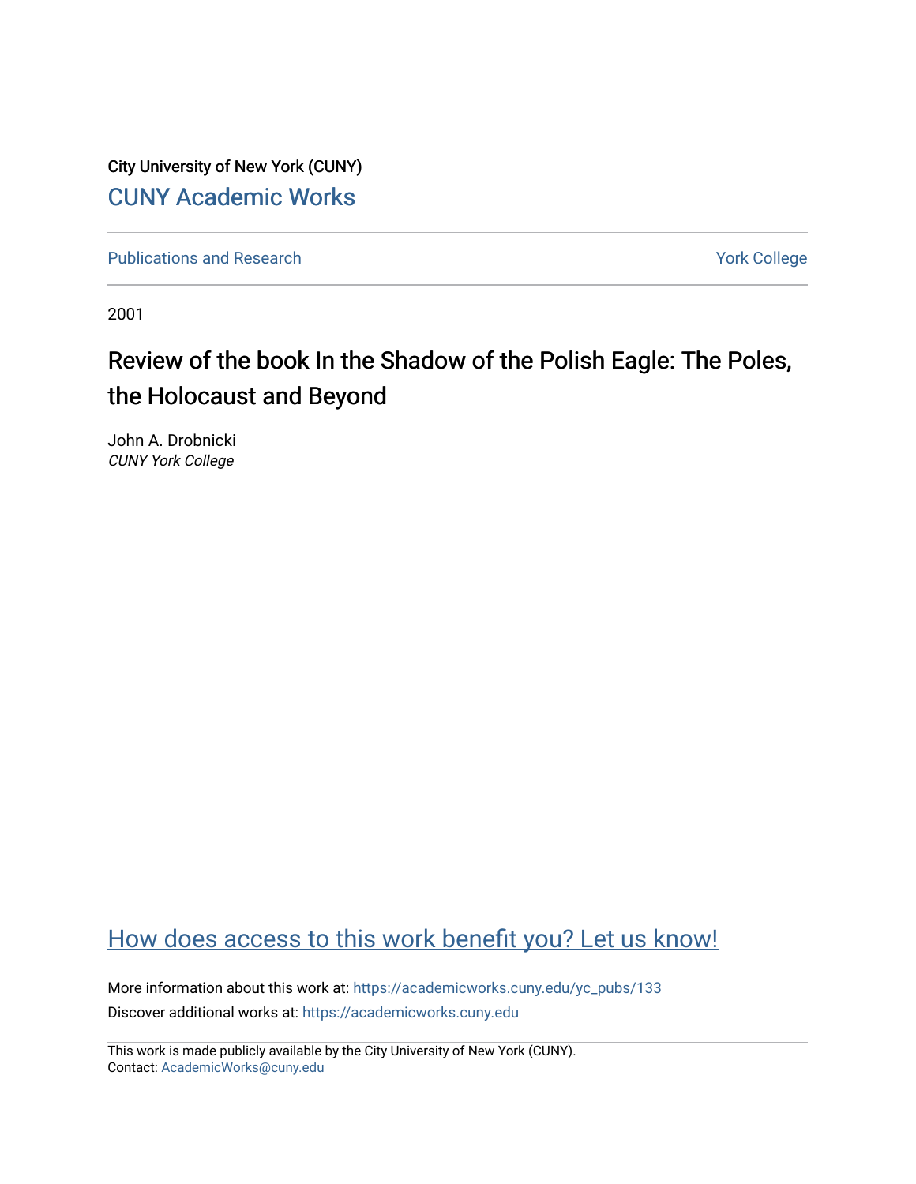City University of New York (CUNY)

CUNY Academic Works

Publications and Research

York College

2001

# Review of the book In the Shadow of the Polish Eagle: The Poles, the Holocaust and Beyond

John A. Drobnicki
*CUNY York College*

How does access to this work benefit you? Let us know!

More information about this work at: https://academicworks.cuny.edu/yc_pubs/133

Discover additional works at: https://academicworks.cuny.edu

This work is made publicly available by the City University of New York (CUNY).
Contact: AcademicWorks@cuny.edu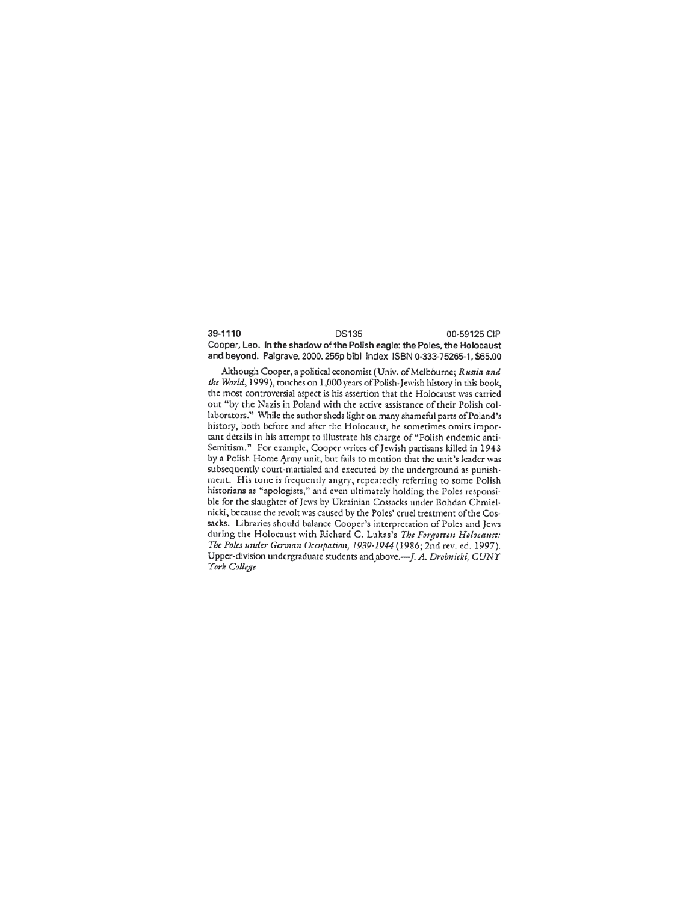**39-1110** DS135 00-59125 CIP

Cooper, Leo. **In the shadow of the Polish eagle: the Poles, the Holocaust and beyond.** Palgrave, 2000. 255p bibl index ISBN 0-333-75265-1, $65.00

Although Cooper, a political economist (Univ. of Melbourne; *Russia and the World*, 1999), touches on 1,000 years of Polish-Jewish history in this book, the most controversial aspect is his assertion that the Holocaust was carried out "by the Nazis in Poland with the active assistance of their Polish collaborators." While the author sheds light on many shameful parts of Poland's history, both before and after the Holocaust, he sometimes omits important details in his attempt to illustrate his charge of "Polish endemic anti-Semitism." For example, Cooper writes of Jewish partisans killed in 1943 by a Polish Home Army unit, but fails to mention that the unit's leader was subsequently court-martialed and executed by the underground as punishment. His tone is frequently angry, repeatedly referring to some Polish historians as "apologists," and even ultimately holding the Poles responsible for the slaughter of Jews by Ukrainian Cossacks under Bohdan Chmielnicki, because the revolt was caused by the Poles' cruel treatment of the Cossacks. Libraries should balance Cooper's interpretation of Poles and Jews during the Holocaust with Richard C. Lukas's *The Forgotten Holocaust: The Poles under German Occupation, 1939-1944* (1986; 2nd rev. ed. 1997). Upper-division undergraduate students and above.—*J. A. Drobnicki, CUNY York College*